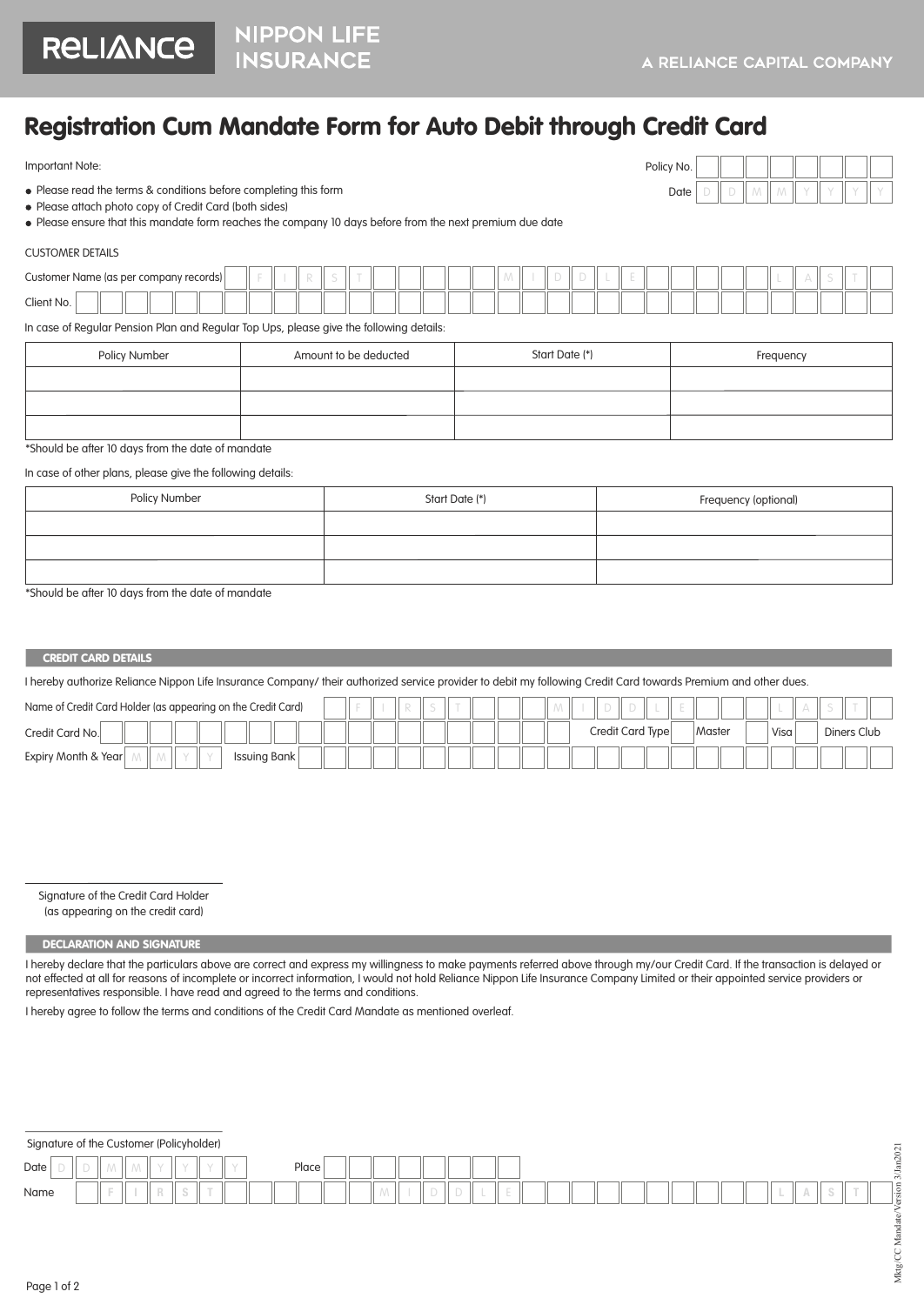RELIANCE NIPPON LIFE INSURANCE

A RELIANCE CAPITAL COMPANY

# Registration Cum Mandate Form for Auto Debit through Credit Card

Policy No. ____________________

Date D D M M Y Y Y Y

Important Note:

- Please read the terms & conditions before completing this form
- Please attach photo copy of Credit Card (both sides)
- Please ensure that this mandate form reaches the company 10 days before from the next premium due date

CUSTOMER DETAILS

Customer Name (as per company records) FIRST MIDDLE LAST

Client No. ____________________

In case of Regular Pension Plan and Regular Top Ups, please give the following details:

| Policy Number | Amount to be deducted | Start Date (*) | Frequency |
| --- | --- | --- | --- |
| | | | |
| | | | |
| | | | |

*Should be after 10 days from the date of mandate

In case of other plans, please give the following details:

| Policy Number | Start Date (*) | Frequency (optional) |
| --- | --- | --- |
| | | |
| | | |
| | | |

*Should be after 10 days from the date of mandate

## CREDIT CARD DETAILS

I hereby authorize Reliance Nippon Life Insurance Company/ their authorized service provider to debit my following Credit Card towards Premium and other dues.

Name of Credit Card Holder (as appearing on the Credit Card) FIRST MIDDLE LAST

Credit Card No. ____________________ Credit Card Type ☐ Master ☐ Visa ☐ Diners Club

Expiry Month & Year M M Y Y Issuing Bank ____________________

Signature of the Credit Card Holder
(as appearing on the credit card)

## DECLARATION AND SIGNATURE

I hereby declare that the particulars above are correct and express my willingness to make payments referred above through my/our Credit Card. If the transaction is delayed or not effected at all for reasons of incomplete or incorrect information, I would not hold Reliance Nippon Life Insurance Company Limited or their appointed service providers or representatives responsible. I have read and agreed to the terms and conditions.

I hereby agree to follow the terms and conditions of the Credit Card Mandate as mentioned overleaf.

Signature of the Customer (Policyholder)

Date D D M M Y Y Y Y Place ____________________

Name FIRST MIDDLE LAST

Mktg/CC Mandate/Version 3/Jan2021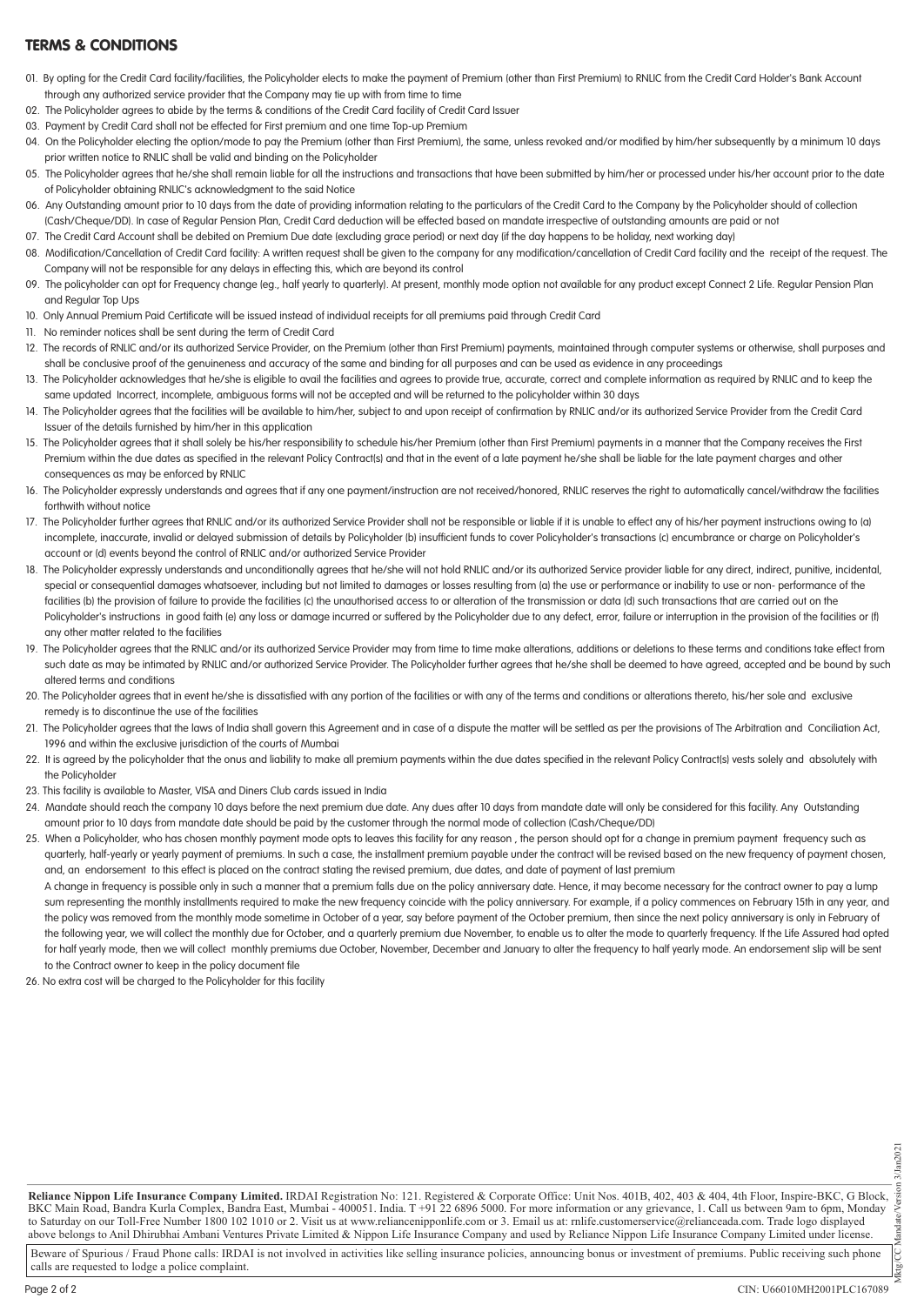## TERMS & CONDITIONS

01. By opting for the Credit Card facility/facilities, the Policyholder elects to make the payment of Premium (other than First Premium) to RNLIC from the Credit Card Holder's Bank Account through any authorized service provider that the Company may tie up with from time to time
02. The Policyholder agrees to abide by the terms & conditions of the Credit Card facility of Credit Card Issuer
03. Payment by Credit Card shall not be effected for First premium and one time Top-up Premium
04. On the Policyholder electing the option/mode to pay the Premium (other than First Premium), the same, unless revoked and/or modified by him/her subsequently by a minimum 10 days prior written notice to RNLIC shall be valid and binding on the Policyholder
05. The Policyholder agrees that he/she shall remain liable for all the instructions and transactions that have been submitted by him/her or processed under his/her account prior to the date of Policyholder obtaining RNLIC's acknowledgment to the said Notice
06. Any Outstanding amount prior to 10 days from the date of providing information relating to the particulars of the Credit Card to the Company by the Policyholder should of collection (Cash/Cheque/DD). In case of Regular Pension Plan, Credit Card deduction will be effected based on mandate irrespective of outstanding amounts are paid or not
07. The Credit Card Account shall be debited on Premium Due date (excluding grace period) or next day (if the day happens to be holiday, next working day)
08. Modification/Cancellation of Credit Card facility: A written request shall be given to the company for any modification/cancellation of Credit Card facility and the receipt of the request. The Company will not be responsible for any delays in effecting this, which are beyond its control
09. The policyholder can opt for Frequency change (eg., half yearly to quarterly). At present, monthly mode option not available for any product except Connect 2 Life. Regular Pension Plan and Regular Top Ups
10. Only Annual Premium Paid Certificate will be issued instead of individual receipts for all premiums paid through Credit Card
11. No reminder notices shall be sent during the term of Credit Card
12. The records of RNLIC and/or its authorized Service Provider, on the Premium (other than First Premium) payments, maintained through computer systems or otherwise, shall purposes and shall be conclusive proof of the genuineness and accuracy of the same and binding for all purposes and can be used as evidence in any proceedings
13. The Policyholder acknowledges that he/she is eligible to avail the facilities and agrees to provide true, accurate, correct and complete information as required by RNLIC and to keep the same updated Incorrect, incomplete, ambiguous forms will not be accepted and will be returned to the policyholder within 30 days
14. The Policyholder agrees that the facilities will be available to him/her, subject to and upon receipt of confirmation by RNLIC and/or its authorized Service Provider from the Credit Card Issuer of the details furnished by him/her in this application
15. The Policyholder agrees that it shall solely be his/her responsibility to schedule his/her Premium (other than First Premium) payments in a manner that the Company receives the First Premium within the due dates as specified in the relevant Policy Contract(s) and that in the event of a late payment he/she shall be liable for the late payment charges and other consequences as may be enforced by RNLIC
16. The Policyholder expressly understands and agrees that if any one payment/instruction are not received/honored, RNLIC reserves the right to automatically cancel/withdraw the facilities forthwith without notice
17. The Policyholder further agrees that RNLIC and/or its authorized Service Provider shall not be responsible or liable if it is unable to effect any of his/her payment instructions owing to (a) incomplete, inaccurate, invalid or delayed submission of details by Policyholder (b) insufficient funds to cover Policyholder's transactions (c) encumbrance or charge on Policyholder's account or (d) events beyond the control of RNLIC and/or authorized Service Provider
18. The Policyholder expressly understands and unconditionally agrees that he/she will not hold RNLIC and/or its authorized Service provider liable for any direct, indirect, punitive, incidental, special or consequential damages whatsoever, including but not limited to damages or losses resulting from (a) the use or performance or inability to use or non- performance of the facilities (b) the provision of failure to provide the facilities (c) the unauthorised access to or alteration of the transmission or data (d) such transactions that are carried out on the Policyholder's instructions in good faith (e) any loss or damage incurred or suffered by the Policyholder due to any defect, error, failure or interruption in the provision of the facilities or (f) any other matter related to the facilities
19. The Policyholder agrees that the RNLIC and/or its authorized Service Provider may from time to time make alterations, additions or deletions to these terms and conditions take effect from such date as may be intimated by RNLIC and/or authorized Service Provider. The Policyholder further agrees that he/she shall be deemed to have agreed, accepted and be bound by such altered terms and conditions
20. The Policyholder agrees that in event he/she is dissatisfied with any portion of the facilities or with any of the terms and conditions or alterations thereto, his/her sole and exclusive remedy is to discontinue the use of the facilities
21. The Policyholder agrees that the laws of India shall govern this Agreement and in case of a dispute the matter will be settled as per the provisions of The Arbitration and Conciliation Act, 1996 and within the exclusive jurisdiction of the courts of Mumbai
22. It is agreed by the policyholder that the onus and liability to make all premium payments within the due dates specified in the relevant Policy Contract(s) vests solely and absolutely with the Policyholder
23. This facility is available to Master, VISA and Diners Club cards issued in India
24. Mandate should reach the company 10 days before the next premium due date. Any dues after 10 days from mandate date will only be considered for this facility. Any Outstanding amount prior to 10 days from mandate date should be paid by the customer through the normal mode of collection (Cash/Cheque/DD)
25. When a Policyholder, who has chosen monthly payment mode opts to leaves this facility for any reason , the person should opt for a change in premium payment frequency such as quarterly, half-yearly or yearly payment of premiums. In such a case, the installment premium payable under the contract will be revised based on the new frequency of payment chosen, and, an endorsement to this effect is placed on the contract stating the revised premium, due dates, and date of payment of last premium

    A change in frequency is possible only in such a manner that a premium falls due on the policy anniversary date. Hence, it may become necessary for the contract owner to pay a lump sum representing the monthly installments required to make the new frequency coincide with the policy anniversary. For example, if a policy commences on February 15th in any year, and the policy was removed from the monthly mode sometime in October of a year, say before payment of the October premium, then since the next policy anniversary is only in February of the following year, we will collect the monthly due for October, and a quarterly premium due November, to enable us to alter the mode to quarterly frequency. If the Life Assured had opted for half yearly mode, then we will collect monthly premiums due October, November, December and January to alter the frequency to half yearly mode. An endorsement slip will be sent to the Contract owner to keep in the policy document file
26. No extra cost will be charged to the Policyholder for this facility

**Reliance Nippon Life Insurance Company Limited.** IRDAI Registration No: 121. Registered & Corporate Office: Unit Nos. 401B, 402, 403 & 404, 4th Floor, Inspire-BKC, G Block, BKC Main Road, Bandra Kurla Complex, Bandra East, Mumbai - 400051. India. T +91 22 6896 5000. For more information or any grievance, 1. Call us between 9am to 6pm, Monday to Saturday on our Toll-Free Number 1800 102 1010 or 2. Visit us at www.reliancenipponlife.com or 3. Email us at: rnlife.customerservice@relianceada.com. Trade logo displayed above belongs to Anil Dhirubhai Ambani Ventures Private Limited & Nippon Life Insurance Company and used by Reliance Nippon Life Insurance Company Limited under license.

Beware of Spurious / Fraud Phone calls: IRDAI is not involved in activities like selling insurance policies, announcing bonus or investment of premiums. Public receiving such phone calls are requested to lodge a police complaint.

Mktg/CC Mandate/Version 3/Jan2021

CIN: U66010MH2001PLC167089